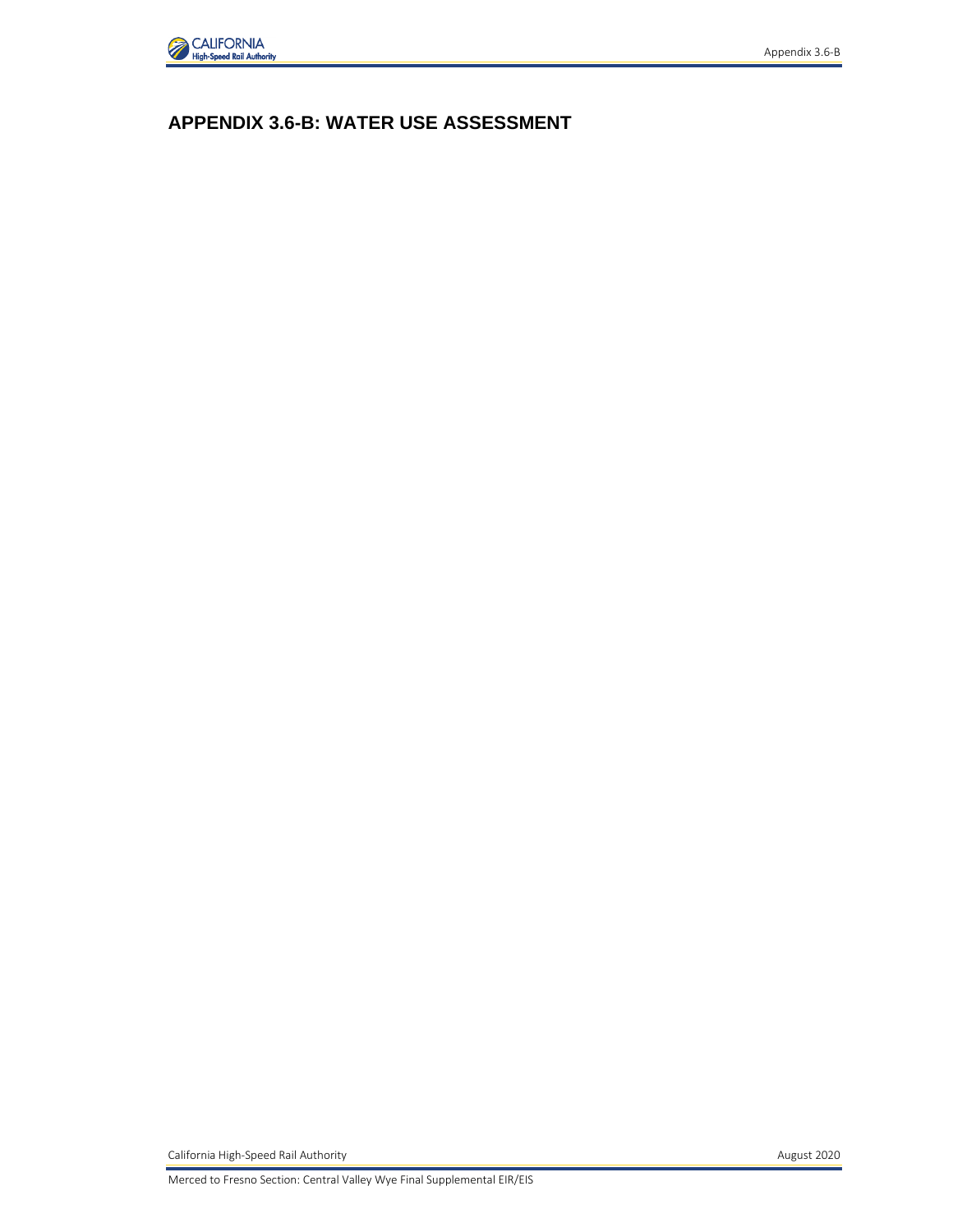# APPENDIX 3.6-B: WATER USE ASSESSMENT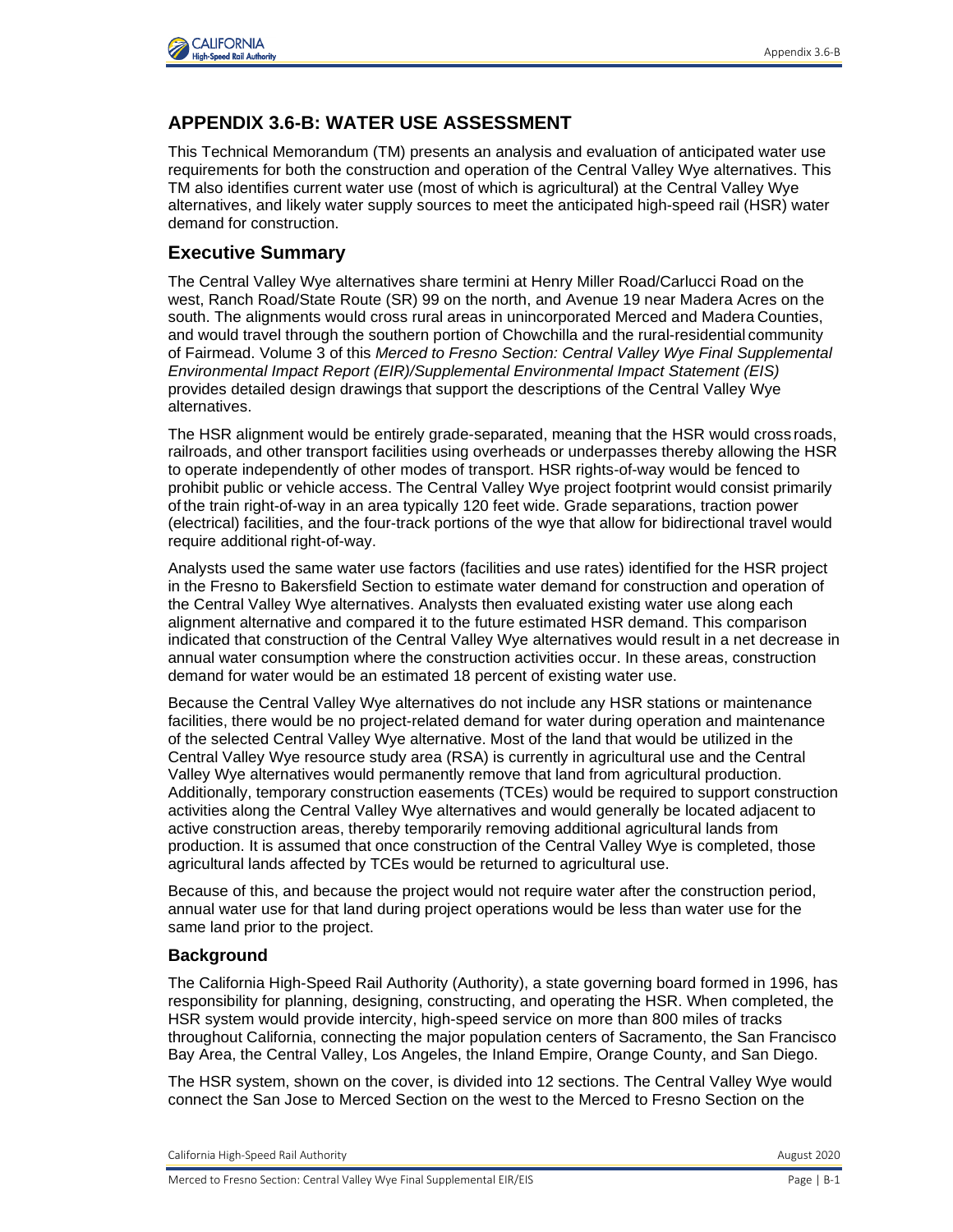# APPENDIX 3.6-B: WATER USE ASSESSMENT

This Technical Memorandum (TM) presents an analysis and evaluation of anticipated water use requirements for both the construction and operation of the Central Valley Wye alternatives. This TM also identifies current water use (most of which is agricultural) at the Central Valley Wye alternatives, and likely water supply sources to meet the anticipated high-speed rail (HSR) water demand for construction.

## Executive Summary

The Central Valley Wye alternatives share termini at Henry Miller Road/Carlucci Road on the west, Ranch Road/State Route (SR) 99 on the north, and Avenue 19 near Madera Acres on the south. The alignments would cross rural areas in unincorporated Merced and Madera Counties, and would travel through the southern portion of Chowchilla and the rural-residential community of Fairmead. Volume 3 of this *Merced to Fresno Section: Central Valley Wye Final Supplemental Environmental Impact Report (EIR)/Supplemental Environmental Impact Statement (EIS)* provides detailed design drawings that support the descriptions of the Central Valley Wye alternatives.

The HSR alignment would be entirely grade-separated, meaning that the HSR would cross roads, railroads, and other transport facilities using overheads or underpasses thereby allowing the HSR to operate independently of other modes of transport. HSR rights-of-way would be fenced to prohibit public or vehicle access. The Central Valley Wye project footprint would consist primarily of the train right-of-way in an area typically 120 feet wide. Grade separations, traction power (electrical) facilities, and the four-track portions of the wye that allow for bidirectional travel would require additional right-of-way.

Analysts used the same water use factors (facilities and use rates) identified for the HSR project in the Fresno to Bakersfield Section to estimate water demand for construction and operation of the Central Valley Wye alternatives. Analysts then evaluated existing water use along each alignment alternative and compared it to the future estimated HSR demand. This comparison indicated that construction of the Central Valley Wye alternatives would result in a net decrease in annual water consumption where the construction activities occur. In these areas, construction demand for water would be an estimated 18 percent of existing water use.

Because the Central Valley Wye alternatives do not include any HSR stations or maintenance facilities, there would be no project-related demand for water during operation and maintenance of the selected Central Valley Wye alternative. Most of the land that would be utilized in the Central Valley Wye resource study area (RSA) is currently in agricultural use and the Central Valley Wye alternatives would permanently remove that land from agricultural production. Additionally, temporary construction easements (TCEs) would be required to support construction activities along the Central Valley Wye alternatives and would generally be located adjacent to active construction areas, thereby temporarily removing additional agricultural lands from production. It is assumed that once construction of the Central Valley Wye is completed, those agricultural lands affected by TCEs would be returned to agricultural use.

Because of this, and because the project would not require water after the construction period, annual water use for that land during project operations would be less than water use for the same land prior to the project.

### Background

The California High-Speed Rail Authority (Authority), a state governing board formed in 1996, has responsibility for planning, designing, constructing, and operating the HSR. When completed, the HSR system would provide intercity, high-speed service on more than 800 miles of tracks throughout California, connecting the major population centers of Sacramento, the San Francisco Bay Area, the Central Valley, Los Angeles, the Inland Empire, Orange County, and San Diego.

The HSR system, shown on the cover, is divided into 12 sections. The Central Valley Wye would connect the San Jose to Merced Section on the west to the Merced to Fresno Section on the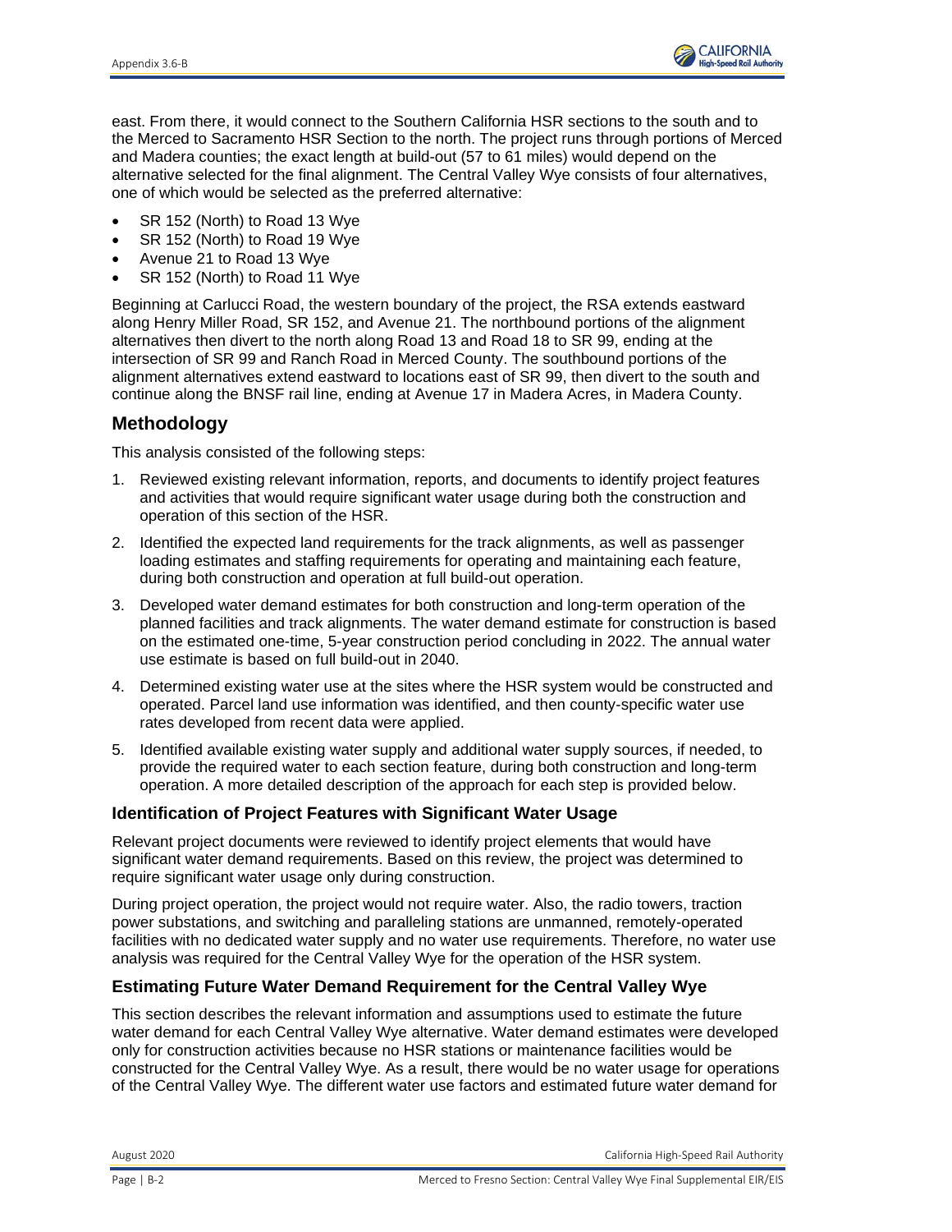east. From there, it would connect to the Southern California HSR sections to the south and to the Merced to Sacramento HSR Section to the north. The project runs through portions of Merced and Madera counties; the exact length at build-out (57 to 61 miles) would depend on the alternative selected for the final alignment. The Central Valley Wye consists of four alternatives, one of which would be selected as the preferred alternative:

- SR 152 (North) to Road 13 Wye
- SR 152 (North) to Road 19 Wye
- Avenue 21 to Road 13 Wye
- SR 152 (North) to Road 11 Wye

Beginning at Carlucci Road, the western boundary of the project, the RSA extends eastward along Henry Miller Road, SR 152, and Avenue 21. The northbound portions of the alignment alternatives then divert to the north along Road 13 and Road 18 to SR 99, ending at the intersection of SR 99 and Ranch Road in Merced County. The southbound portions of the alignment alternatives extend eastward to locations east of SR 99, then divert to the south and continue along the BNSF rail line, ending at Avenue 17 in Madera Acres, in Madera County.

## Methodology

This analysis consisted of the following steps:

1. Reviewed existing relevant information, reports, and documents to identify project features and activities that would require significant water usage during both the construction and operation of this section of the HSR.
2. Identified the expected land requirements for the track alignments, as well as passenger loading estimates and staffing requirements for operating and maintaining each feature, during both construction and operation at full build-out operation.
3. Developed water demand estimates for both construction and long-term operation of the planned facilities and track alignments. The water demand estimate for construction is based on the estimated one-time, 5-year construction period concluding in 2022. The annual water use estimate is based on full build-out in 2040.
4. Determined existing water use at the sites where the HSR system would be constructed and operated. Parcel land use information was identified, and then county-specific water use rates developed from recent data were applied.
5. Identified available existing water supply and additional water supply sources, if needed, to provide the required water to each section feature, during both construction and long-term operation. A more detailed description of the approach for each step is provided below.

### Identification of Project Features with Significant Water Usage

Relevant project documents were reviewed to identify project elements that would have significant water demand requirements. Based on this review, the project was determined to require significant water usage only during construction.

During project operation, the project would not require water. Also, the radio towers, traction power substations, and switching and paralleling stations are unmanned, remotely-operated facilities with no dedicated water supply and no water use requirements. Therefore, no water use analysis was required for the Central Valley Wye for the operation of the HSR system.

### Estimating Future Water Demand Requirement for the Central Valley Wye

This section describes the relevant information and assumptions used to estimate the future water demand for each Central Valley Wye alternative. Water demand estimates were developed only for construction activities because no HSR stations or maintenance facilities would be constructed for the Central Valley Wye. As a result, there would be no water usage for operations of the Central Valley Wye. The different water use factors and estimated future water demand for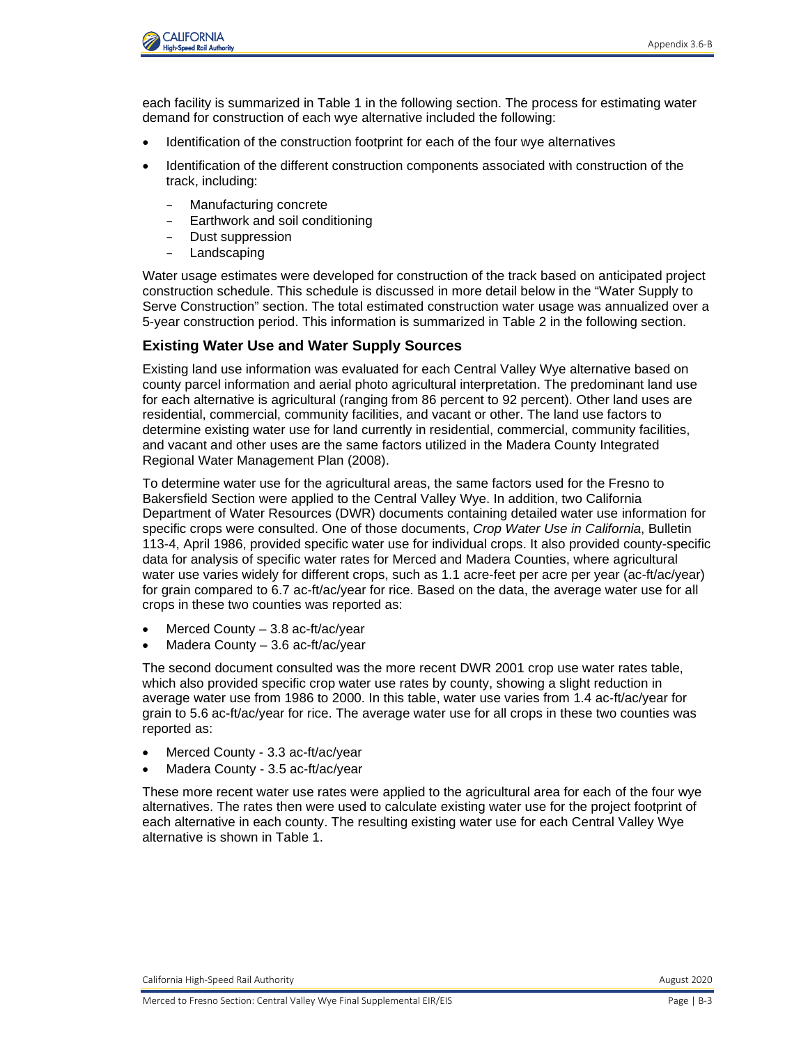each facility is summarized in Table 1 in the following section. The process for estimating water demand for construction of each wye alternative included the following:

- Identification of the construction footprint for each of the four wye alternatives
- Identification of the different construction components associated with construction of the track, including:
  - Manufacturing concrete
  - Earthwork and soil conditioning
  - Dust suppression
  - Landscaping

Water usage estimates were developed for construction of the track based on anticipated project construction schedule. This schedule is discussed in more detail below in the "Water Supply to Serve Construction" section. The total estimated construction water usage was annualized over a 5-year construction period. This information is summarized in Table 2 in the following section.

### Existing Water Use and Water Supply Sources

Existing land use information was evaluated for each Central Valley Wye alternative based on county parcel information and aerial photo agricultural interpretation. The predominant land use for each alternative is agricultural (ranging from 86 percent to 92 percent). Other land uses are residential, commercial, community facilities, and vacant or other. The land use factors to determine existing water use for land currently in residential, commercial, community facilities, and vacant and other uses are the same factors utilized in the Madera County Integrated Regional Water Management Plan (2008).

To determine water use for the agricultural areas, the same factors used for the Fresno to Bakersfield Section were applied to the Central Valley Wye. In addition, two California Department of Water Resources (DWR) documents containing detailed water use information for specific crops were consulted. One of those documents, *Crop Water Use in California*, Bulletin 113-4, April 1986, provided specific water use for individual crops. It also provided county-specific data for analysis of specific water rates for Merced and Madera Counties, where agricultural water use varies widely for different crops, such as 1.1 acre-feet per acre per year (ac-ft/ac/year) for grain compared to 6.7 ac-ft/ac/year for rice. Based on the data, the average water use for all crops in these two counties was reported as:

- Merced County – 3.8 ac-ft/ac/year
- Madera County – 3.6 ac-ft/ac/year

The second document consulted was the more recent DWR 2001 crop use water rates table, which also provided specific crop water use rates by county, showing a slight reduction in average water use from 1986 to 2000. In this table, water use varies from 1.4 ac-ft/ac/year for grain to 5.6 ac-ft/ac/year for rice. The average water use for all crops in these two counties was reported as:

- Merced County - 3.3 ac-ft/ac/year
- Madera County - 3.5 ac-ft/ac/year

These more recent water use rates were applied to the agricultural area for each of the four wye alternatives. The rates then were used to calculate existing water use for the project footprint of each alternative in each county. The resulting existing water use for each Central Valley Wye alternative is shown in Table 1.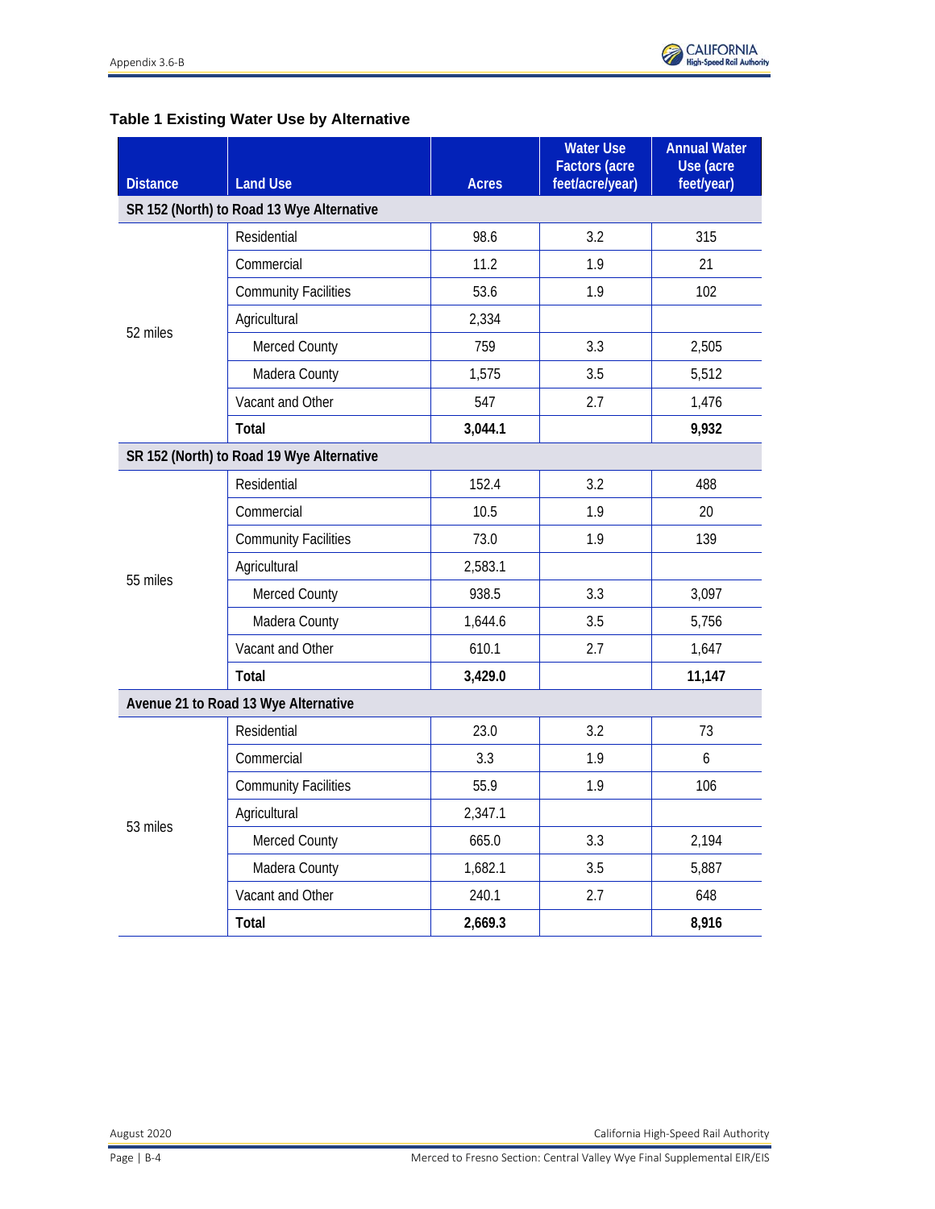**Table 1 Existing Water Use by Alternative**

| Distance | Land Use | Acres | Water Use Factors (acre feet/acre/year) | Annual Water Use (acre feet/year) |
|---|---|---|---|---|
| **SR 152 (North) to Road 13 Wye Alternative** | | | | |
| 52 miles | Residential | 98.6 | 3.2 | 315 |
| | Commercial | 11.2 | 1.9 | 21 |
| | Community Facilities | 53.6 | 1.9 | 102 |
| | Agricultural | 2,334 | | |
| | Merced County | 759 | 3.3 | 2,505 |
| | Madera County | 1,575 | 3.5 | 5,512 |
| | Vacant and Other | 547 | 2.7 | 1,476 |
| | **Total** | **3,044.1** | | **9,932** |
| **SR 152 (North) to Road 19 Wye Alternative** | | | | |
| 55 miles | Residential | 152.4 | 3.2 | 488 |
| | Commercial | 10.5 | 1.9 | 20 |
| | Community Facilities | 73.0 | 1.9 | 139 |
| | Agricultural | 2,583.1 | | |
| | Merced County | 938.5 | 3.3 | 3,097 |
| | Madera County | 1,644.6 | 3.5 | 5,756 |
| | Vacant and Other | 610.1 | 2.7 | 1,647 |
| | **Total** | **3,429.0** | | **11,147** |
| **Avenue 21 to Road 13 Wye Alternative** | | | | |
| 53 miles | Residential | 23.0 | 3.2 | 73 |
| | Commercial | 3.3 | 1.9 | 6 |
| | Community Facilities | 55.9 | 1.9 | 106 |
| | Agricultural | 2,347.1 | | |
| | Merced County | 665.0 | 3.3 | 2,194 |
| | Madera County | 1,682.1 | 3.5 | 5,887 |
| | Vacant and Other | 240.1 | 2.7 | 648 |
| | **Total** | **2,669.3** | | **8,916** |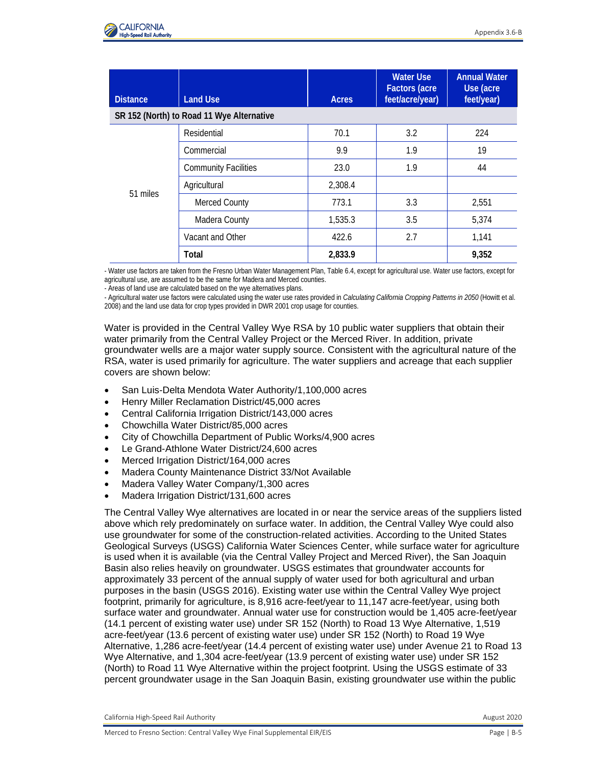| Distance | Land Use | Acres | Water Use Factors (acre feet/acre/year) | Annual Water Use (acre feet/year) |
|---|---|---|---|---|
| **SR 152 (North) to Road 11 Wye Alternative** | | | | |
| 51 miles | Residential | 70.1 | 3.2 | 224 |
| | Commercial | 9.9 | 1.9 | 19 |
| | Community Facilities | 23.0 | 1.9 | 44 |
| | Agricultural | 2,308.4 | | |
| | Merced County | 773.1 | 3.3 | 2,551 |
| | Madera County | 1,535.3 | 3.5 | 5,374 |
| | Vacant and Other | 422.6 | 2.7 | 1,141 |
| | **Total** | **2,833.9** | | **9,352** |

- Water use factors are taken from the Fresno Urban Water Management Plan, Table 6.4, except for agricultural use. Water use factors, except for agricultural use, are assumed to be the same for Madera and Merced counties.
- Areas of land use are calculated based on the wye alternatives plans.
- Agricultural water use factors were calculated using the water use rates provided in *Calculating California Cropping Patterns in 2050* (Howitt et al. 2008) and the land use data for crop types provided in DWR 2001 crop usage for counties.

Water is provided in the Central Valley Wye RSA by 10 public water suppliers that obtain their water primarily from the Central Valley Project or the Merced River. In addition, private groundwater wells are a major water supply source. Consistent with the agricultural nature of the RSA, water is used primarily for agriculture. The water suppliers and acreage that each supplier covers are shown below:

- San Luis-Delta Mendota Water Authority/1,100,000 acres
- Henry Miller Reclamation District/45,000 acres
- Central California Irrigation District/143,000 acres
- Chowchilla Water District/85,000 acres
- City of Chowchilla Department of Public Works/4,900 acres
- Le Grand-Athlone Water District/24,600 acres
- Merced Irrigation District/164,000 acres
- Madera County Maintenance District 33/Not Available
- Madera Valley Water Company/1,300 acres
- Madera Irrigation District/131,600 acres

The Central Valley Wye alternatives are located in or near the service areas of the suppliers listed above which rely predominately on surface water. In addition, the Central Valley Wye could also use groundwater for some of the construction-related activities. According to the United States Geological Surveys (USGS) California Water Sciences Center, while surface water for agriculture is used when it is available (via the Central Valley Project and Merced River), the San Joaquin Basin also relies heavily on groundwater. USGS estimates that groundwater accounts for approximately 33 percent of the annual supply of water used for both agricultural and urban purposes in the basin (USGS 2016). Existing water use within the Central Valley Wye project footprint, primarily for agriculture, is 8,916 acre-feet/year to 11,147 acre-feet/year, using both surface water and groundwater. Annual water use for construction would be 1,405 acre-feet/year (14.1 percent of existing water use) under SR 152 (North) to Road 13 Wye Alternative, 1,519 acre-feet/year (13.6 percent of existing water use) under SR 152 (North) to Road 19 Wye Alternative, 1,286 acre-feet/year (14.4 percent of existing water use) under Avenue 21 to Road 13 Wye Alternative, and 1,304 acre-feet/year (13.9 percent of existing water use) under SR 152 (North) to Road 11 Wye Alternative within the project footprint. Using the USGS estimate of 33 percent groundwater usage in the San Joaquin Basin, existing groundwater use within the public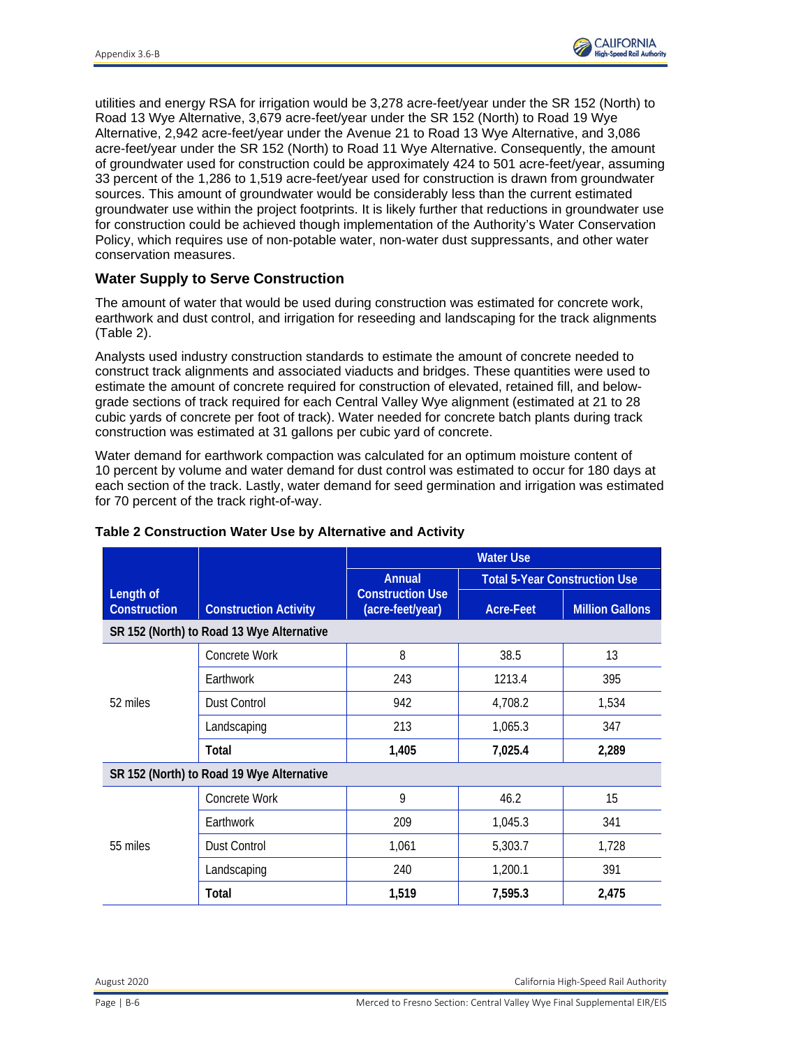utilities and energy RSA for irrigation would be 3,278 acre-feet/year under the SR 152 (North) to Road 13 Wye Alternative, 3,679 acre-feet/year under the SR 152 (North) to Road 19 Wye Alternative, 2,942 acre-feet/year under the Avenue 21 to Road 13 Wye Alternative, and 3,086 acre-feet/year under the SR 152 (North) to Road 11 Wye Alternative. Consequently, the amount of groundwater used for construction could be approximately 424 to 501 acre-feet/year, assuming 33 percent of the 1,286 to 1,519 acre-feet/year used for construction is drawn from groundwater sources. This amount of groundwater would be considerably less than the current estimated groundwater use within the project footprints. It is likely further that reductions in groundwater use for construction could be achieved though implementation of the Authority's Water Conservation Policy, which requires use of non-potable water, non-water dust suppressants, and other water conservation measures.

### Water Supply to Serve Construction

The amount of water that would be used during construction was estimated for concrete work, earthwork and dust control, and irrigation for reseeding and landscaping for the track alignments (Table 2).

Analysts used industry construction standards to estimate the amount of concrete needed to construct track alignments and associated viaducts and bridges. These quantities were used to estimate the amount of concrete required for construction of elevated, retained fill, and below-grade sections of track required for each Central Valley Wye alignment (estimated at 21 to 28 cubic yards of concrete per foot of track). Water needed for concrete batch plants during track construction was estimated at 31 gallons per cubic yard of concrete.

Water demand for earthwork compaction was calculated for an optimum moisture content of 10 percent by volume and water demand for dust control was estimated to occur for 180 days at each section of the track. Lastly, water demand for seed germination and irrigation was estimated for 70 percent of the track right-of-way.

**Table 2 Construction Water Use by Alternative and Activity**

| Length of Construction | Construction Activity | Water Use | | |
|---|---|---|---|---|
| | | Annual Construction Use (acre-feet/year) | Total 5-Year Construction Use | |
| | | | Acre-Feet | Million Gallons |
| **SR 152 (North) to Road 13 Wye Alternative** | | | | |
| 52 miles | Concrete Work | 8 | 38.5 | 13 |
| | Earthwork | 243 | 1213.4 | 395 |
| | Dust Control | 942 | 4,708.2 | 1,534 |
| | Landscaping | 213 | 1,065.3 | 347 |
| | **Total** | **1,405** | **7,025.4** | **2,289** |
| **SR 152 (North) to Road 19 Wye Alternative** | | | | |
| 55 miles | Concrete Work | 9 | 46.2 | 15 |
| | Earthwork | 209 | 1,045.3 | 341 |
| | Dust Control | 1,061 | 5,303.7 | 1,728 |
| | Landscaping | 240 | 1,200.1 | 391 |
| | **Total** | **1,519** | **7,595.3** | **2,475** |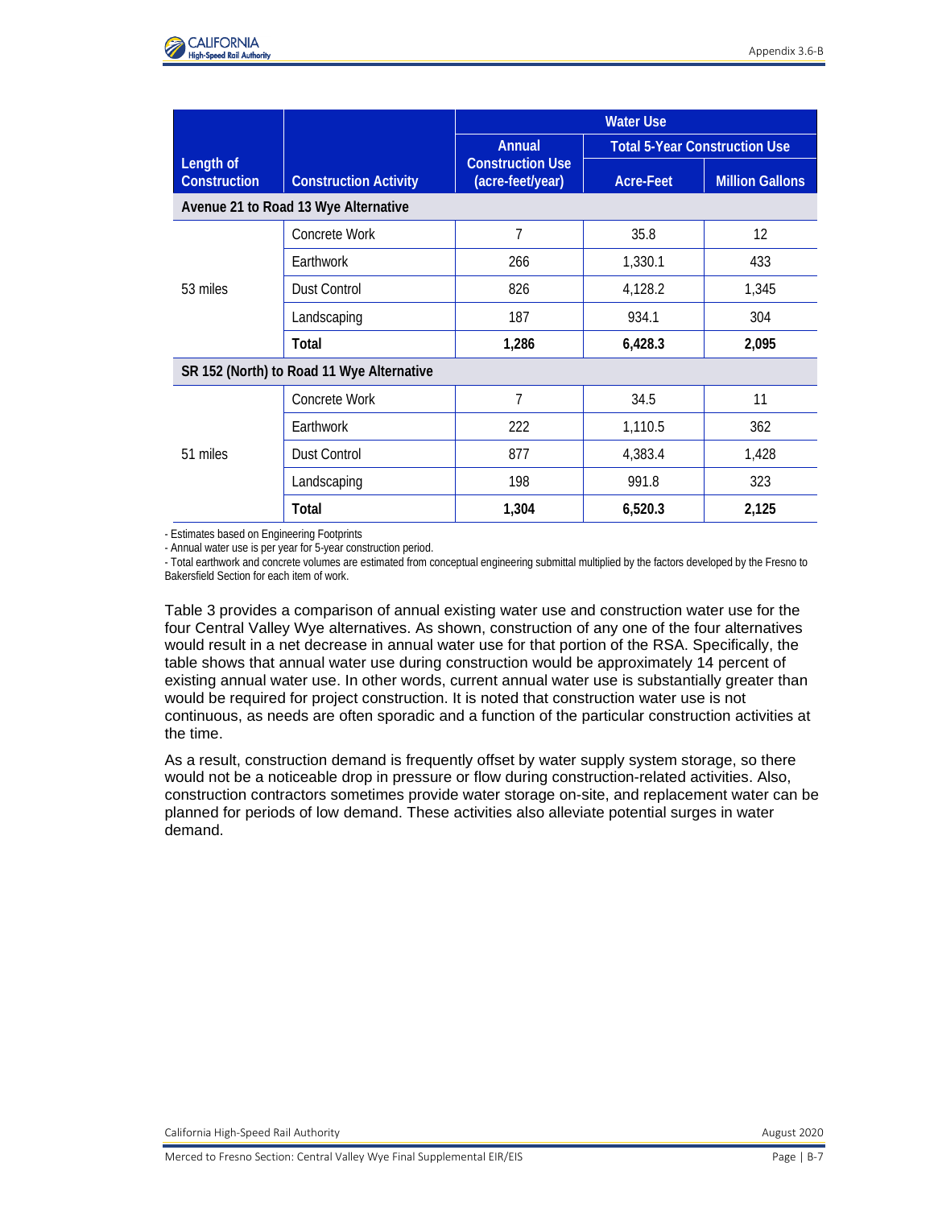| Length of Construction | Construction Activity | Water Use | | |
|---|---|---|---|---|
| | | Annual Construction Use (acre-feet/year) | Total 5-Year Construction Use | |
| | | | Acre-Feet | Million Gallons |
| **Avenue 21 to Road 13 Wye Alternative** | | | | |
| 53 miles | Concrete Work | 7 | 35.8 | 12 |
| | Earthwork | 266 | 1,330.1 | 433 |
| | Dust Control | 826 | 4,128.2 | 1,345 |
| | Landscaping | 187 | 934.1 | 304 |
| | **Total** | **1,286** | **6,428.3** | **2,095** |
| **SR 152 (North) to Road 11 Wye Alternative** | | | | |
| 51 miles | Concrete Work | 7 | 34.5 | 11 |
| | Earthwork | 222 | 1,110.5 | 362 |
| | Dust Control | 877 | 4,383.4 | 1,428 |
| | Landscaping | 198 | 991.8 | 323 |
| | **Total** | **1,304** | **6,520.3** | **2,125** |

- Estimates based on Engineering Footprints
- Annual water use is per year for 5-year construction period.
- Total earthwork and concrete volumes are estimated from conceptual engineering submittal multiplied by the factors developed by the Fresno to Bakersfield Section for each item of work.

Table 3 provides a comparison of annual existing water use and construction water use for the four Central Valley Wye alternatives. As shown, construction of any one of the four alternatives would result in a net decrease in annual water use for that portion of the RSA. Specifically, the table shows that annual water use during construction would be approximately 14 percent of existing annual water use. In other words, current annual water use is substantially greater than would be required for project construction. It is noted that construction water use is not continuous, as needs are often sporadic and a function of the particular construction activities at the time.

As a result, construction demand is frequently offset by water supply system storage, so there would not be a noticeable drop in pressure or flow during construction-related activities. Also, construction contractors sometimes provide water storage on-site, and replacement water can be planned for periods of low demand. These activities also alleviate potential surges in water demand.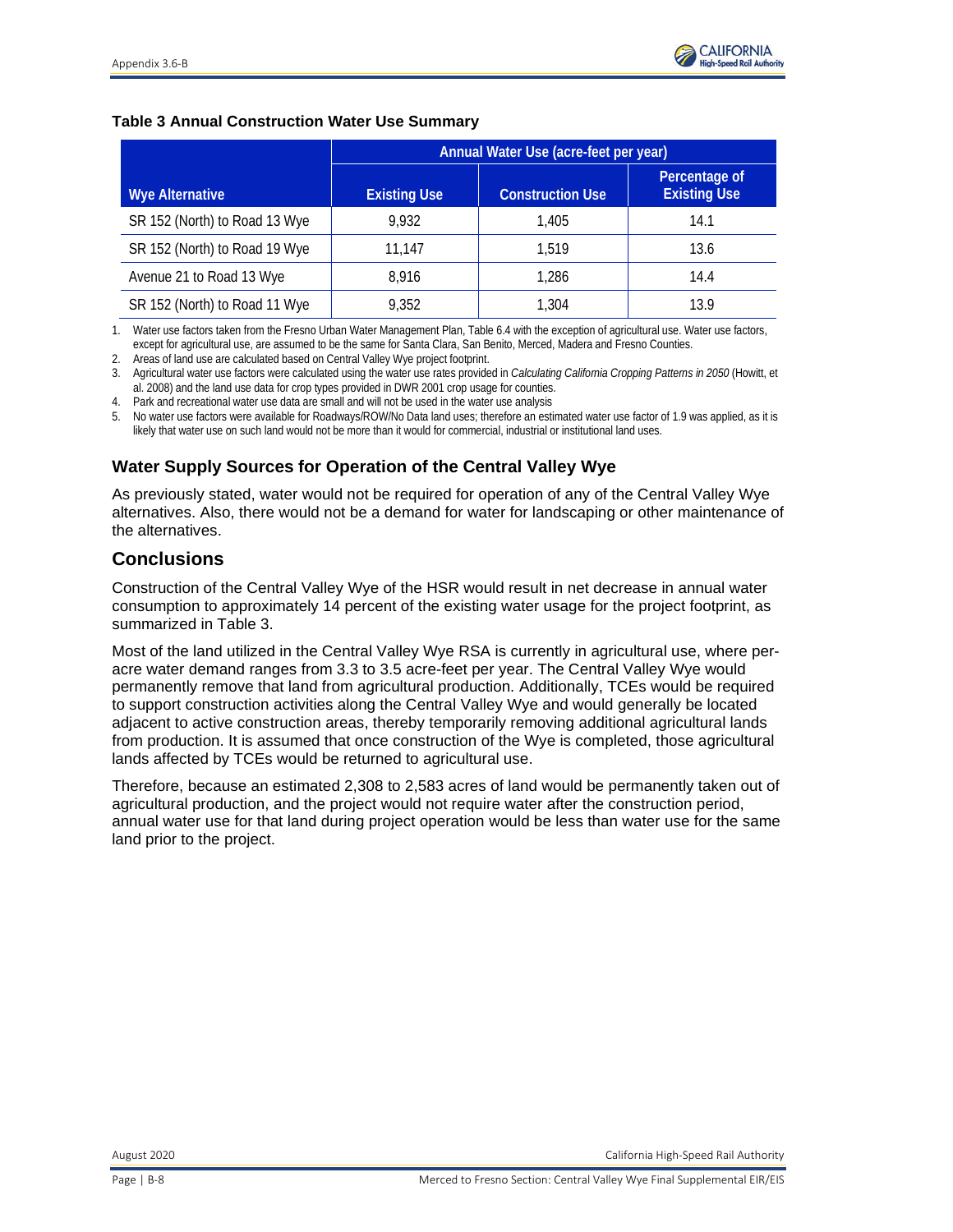**Table 3 Annual Construction Water Use Summary**

| Wye Alternative | Annual Water Use (acre-feet per year) | | |
|---|---|---|---|
| | Existing Use | Construction Use | Percentage of Existing Use |
| SR 152 (North) to Road 13 Wye | 9,932 | 1,405 | 14.1 |
| SR 152 (North) to Road 19 Wye | 11,147 | 1,519 | 13.6 |
| Avenue 21 to Road 13 Wye | 8,916 | 1,286 | 14.4 |
| SR 152 (North) to Road 11 Wye | 9,352 | 1,304 | 13.9 |

1. Water use factors taken from the Fresno Urban Water Management Plan, Table 6.4 with the exception of agricultural use. Water use factors, except for agricultural use, are assumed to be the same for Santa Clara, San Benito, Merced, Madera and Fresno Counties.
2. Areas of land use are calculated based on Central Valley Wye project footprint.
3. Agricultural water use factors were calculated using the water use rates provided in *Calculating California Cropping Patterns in 2050* (Howitt, et al. 2008) and the land use data for crop types provided in DWR 2001 crop usage for counties.
4. Park and recreational water use data are small and will not be used in the water use analysis
5. No water use factors were available for Roadways/ROW/No Data land uses; therefore an estimated water use factor of 1.9 was applied, as it is likely that water use on such land would not be more than it would for commercial, industrial or institutional land uses.

### Water Supply Sources for Operation of the Central Valley Wye

As previously stated, water would not be required for operation of any of the Central Valley Wye alternatives. Also, there would not be a demand for water for landscaping or other maintenance of the alternatives.

## Conclusions

Construction of the Central Valley Wye of the HSR would result in net decrease in annual water consumption to approximately 14 percent of the existing water usage for the project footprint, as summarized in Table 3.

Most of the land utilized in the Central Valley Wye RSA is currently in agricultural use, where per-acre water demand ranges from 3.3 to 3.5 acre-feet per year. The Central Valley Wye would permanently remove that land from agricultural production. Additionally, TCEs would be required to support construction activities along the Central Valley Wye and would generally be located adjacent to active construction areas, thereby temporarily removing additional agricultural lands from production. It is assumed that once construction of the Wye is completed, those agricultural lands affected by TCEs would be returned to agricultural use.

Therefore, because an estimated 2,308 to 2,583 acres of land would be permanently taken out of agricultural production, and the project would not require water after the construction period, annual water use for that land during project operation would be less than water use for the same land prior to the project.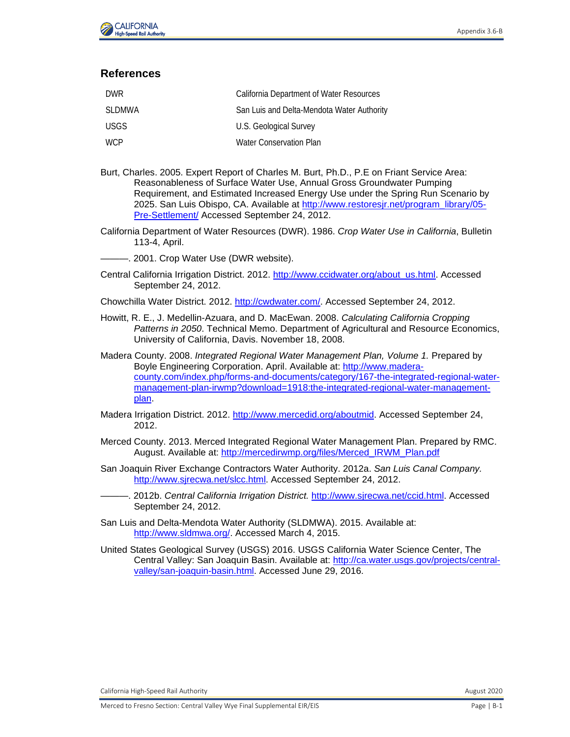## References

| | |
|---|---|
| DWR | California Department of Water Resources |
| SLDMWA | San Luis and Delta-Mendota Water Authority |
| USGS | U.S. Geological Survey |
| WCP | Water Conservation Plan |

Burt, Charles. 2005. Expert Report of Charles M. Burt, Ph.D., P.E on Friant Service Area: Reasonableness of Surface Water Use, Annual Gross Groundwater Pumping Requirement, and Estimated Increased Energy Use under the Spring Run Scenario by 2025. San Luis Obispo, CA. Available at http://www.restoresjr.net/program_library/05-Pre-Settlement/ Accessed September 24, 2012.

California Department of Water Resources (DWR). 1986. *Crop Water Use in California*, Bulletin 113-4, April.

———. 2001. Crop Water Use (DWR website).

Central California Irrigation District. 2012. http://www.ccidwater.org/about_us.html. Accessed September 24, 2012.

Chowchilla Water District. 2012. http://cwdwater.com/. Accessed September 24, 2012.

Howitt, R. E., J. Medellin-Azuara, and D. MacEwan. 2008. *Calculating California Cropping Patterns in 2050*. Technical Memo. Department of Agricultural and Resource Economics, University of California, Davis. November 18, 2008.

Madera County. 2008. *Integrated Regional Water Management Plan, Volume 1.* Prepared by Boyle Engineering Corporation. April. Available at: http://www.madera-county.com/index.php/forms-and-documents/category/167-the-integrated-regional-water-management-plan-irwmp?download=1918:the-integrated-regional-water-management-plan.

Madera Irrigation District. 2012. http://www.mercedid.org/aboutmid. Accessed September 24, 2012.

Merced County. 2013. Merced Integrated Regional Water Management Plan. Prepared by RMC. August. Available at: http://mercedirwmp.org/files/Merced_IRWM_Plan.pdf

San Joaquin River Exchange Contractors Water Authority. 2012a. *San Luis Canal Company.* http://www.sjrecwa.net/slcc.html. Accessed September 24, 2012.

———. 2012b. *Central California Irrigation District.* http://www.sjrecwa.net/ccid.html. Accessed September 24, 2012.

San Luis and Delta-Mendota Water Authority (SLDMWA). 2015. Available at: http://www.sldmwa.org/. Accessed March 4, 2015.

United States Geological Survey (USGS) 2016. USGS California Water Science Center, The Central Valley: San Joaquin Basin. Available at: http://ca.water.usgs.gov/projects/central-valley/san-joaquin-basin.html. Accessed June 29, 2016.